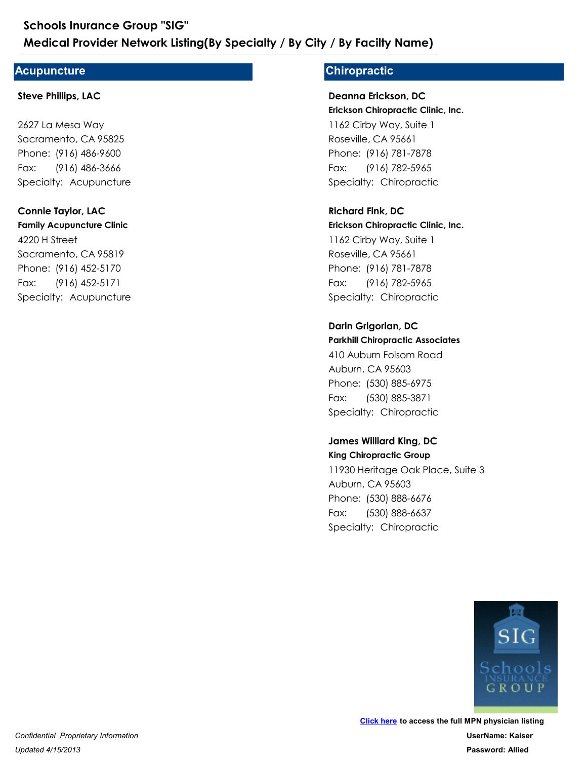# Schools Inurance Group "SIG"
## Medical Provider Network Listing(By Specialty / By City / By Facilty Name)

## Acupuncture

**Steve Phillips, LAC**

2627 La Mesa Way
Sacramento, CA 95825
Phone: (916) 486-9600
Fax: (916) 486-3666
Specialty: Acupuncture

**Connie Taylor, LAC**
**Family Acupuncture Clinic**
4220 H Street
Sacramento, CA 95819
Phone: (916) 452-5170
Fax: (916) 452-5171
Specialty: Acupuncture

## Chiropractic

**Deanna Erickson, DC**
**Erickson Chiropractic Clinic, Inc.**
1162 Cirby Way, Suite 1
Roseville, CA 95661
Phone: (916) 781-7878
Fax: (916) 782-5965
Specialty: Chiropractic

**Richard Fink, DC**
**Erickson Chiropractic Clinic, Inc.**
1162 Cirby Way, Suite 1
Roseville, CA 95661
Phone: (916) 781-7878
Fax: (916) 782-5965
Specialty: Chiropractic

**Darin Grigorian, DC**
**Parkhill Chiropractic Associates**
410 Auburn Folsom Road
Auburn, CA 95603
Phone: (530) 885-6975
Fax: (530) 885-3871
Specialty: Chiropractic

**James Williard King, DC**
**King Chiropractic Group**
11930 Heritage Oak Place, Suite 3
Auburn, CA 95603
Phone: (530) 888-6676
Fax: (530) 888-6637
Specialty: Chiropractic

**Click here** to access the full MPN physician listing
**UserName: Kaiser**
**Password: Allied**

*Confidential _Proprietary Information*
*Updated 4/15/2013*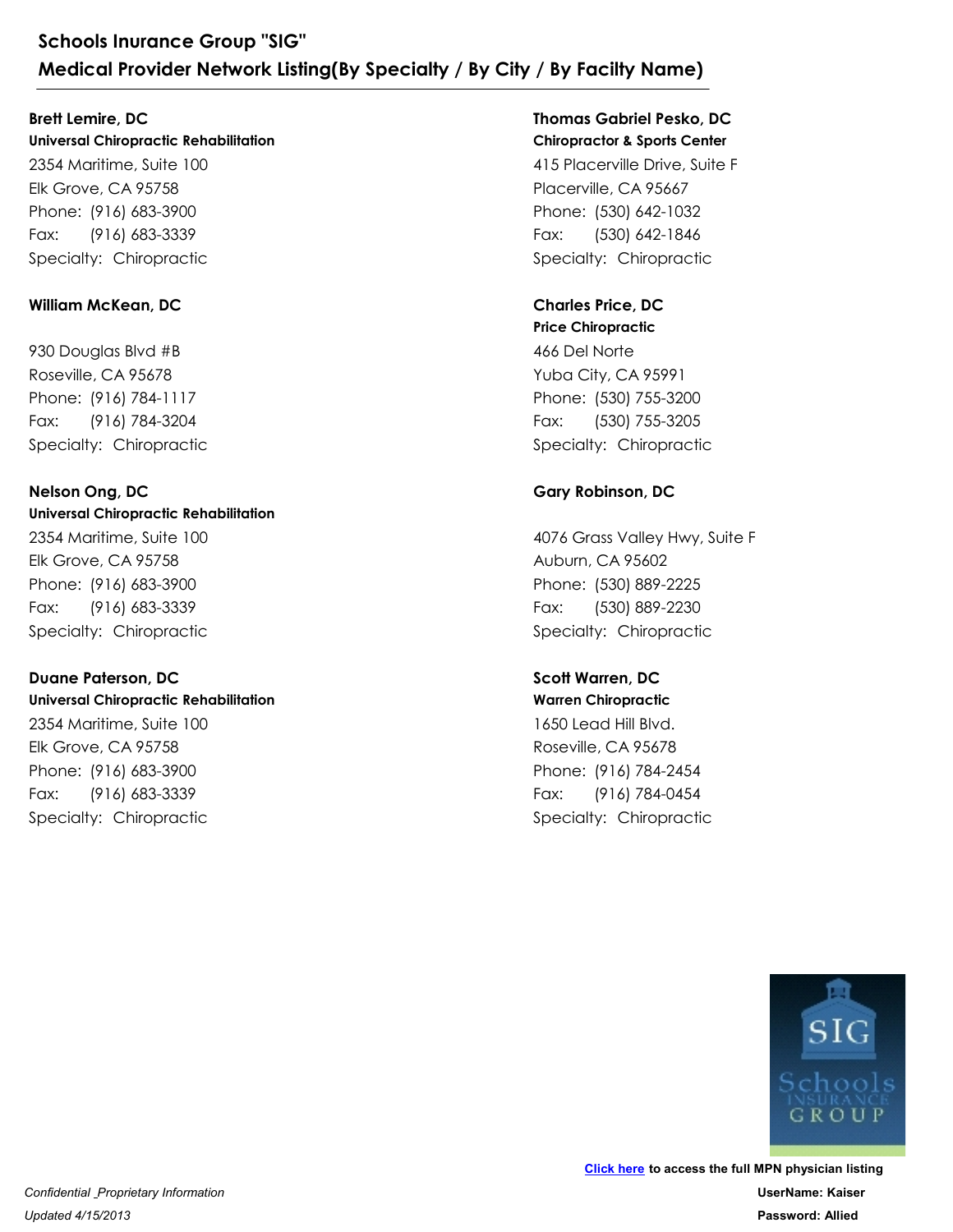**Brett Lemire, DC**
**Universal Chiropractic Rehabilitation**
2354 Maritime, Suite 100
Elk Grove, CA 95758
Phone: (916) 683-3900
Fax: (916) 683-3339
Specialty: Chiropractic

**William McKean, DC**

930 Douglas Blvd #B
Roseville, CA 95678
Phone: (916) 784-1117
Fax: (916) 784-3204
Specialty: Chiropractic

**Nelson Ong, DC**
**Universal Chiropractic Rehabilitation**
2354 Maritime, Suite 100
Elk Grove, CA 95758
Phone: (916) 683-3900
Fax: (916) 683-3339
Specialty: Chiropractic

**Duane Paterson, DC**
**Universal Chiropractic Rehabilitation**
2354 Maritime, Suite 100
Elk Grove, CA 95758
Phone: (916) 683-3900
Fax: (916) 683-3339
Specialty: Chiropractic

**Thomas Gabriel Pesko, DC**
**Chiropractor & Sports Center**
415 Placerville Drive, Suite F
Placerville, CA 95667
Phone: (530) 642-1032
Fax: (530) 642-1846
Specialty: Chiropractic

**Charles Price, DC**
**Price Chiropractic**
466 Del Norte
Yuba City, CA 95991
Phone: (530) 755-3200
Fax: (530) 755-3205
Specialty: Chiropractic

**Gary Robinson, DC**

4076 Grass Valley Hwy, Suite F
Auburn, CA 95602
Phone: (530) 889-2225
Fax: (530) 889-2230
Specialty: Chiropractic

**Scott Warren, DC**
**Warren Chiropractic**
1650 Lead Hill Blvd.
Roseville, CA 95678
Phone: (916) 784-2454
Fax: (916) 784-0454
Specialty: Chiropractic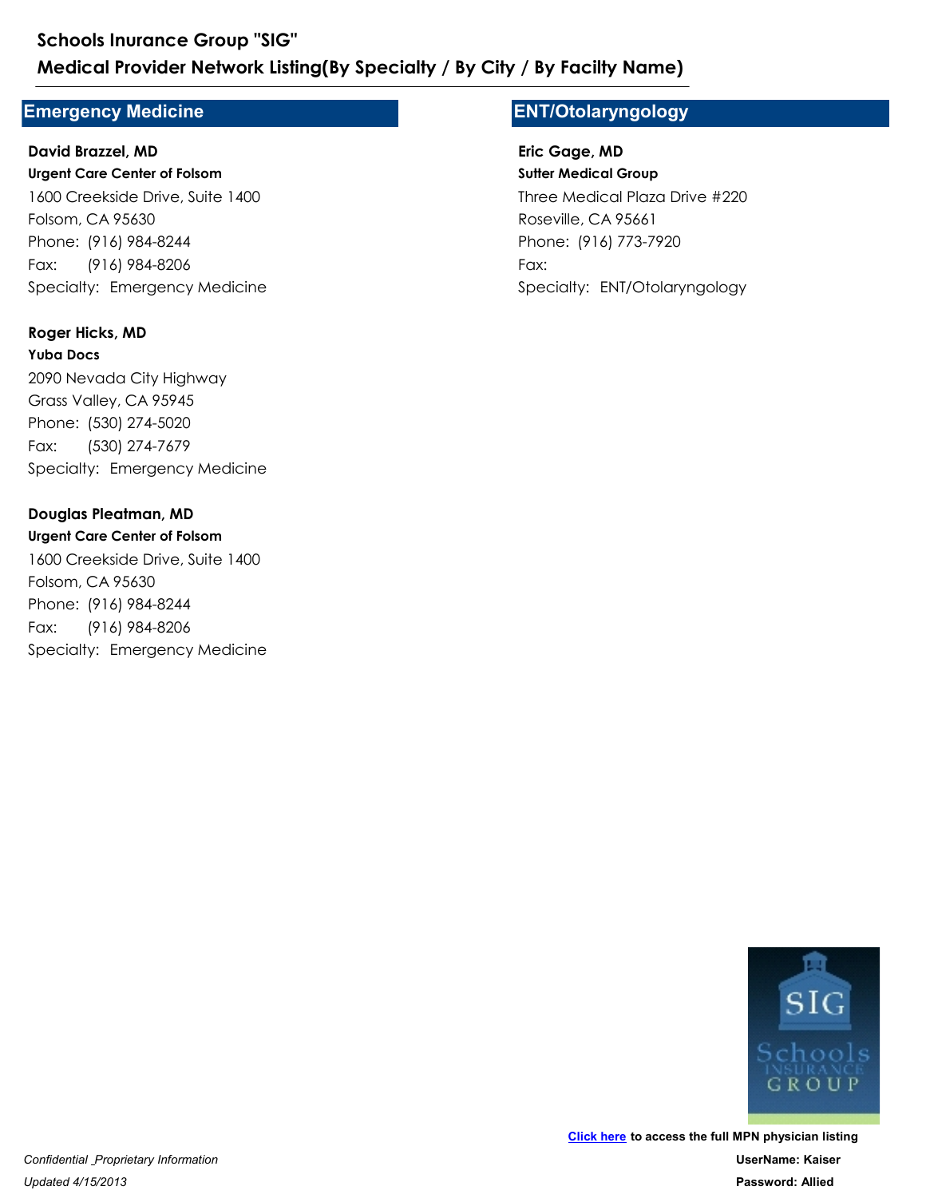## Emergency Medicine

**David Brazzel, MD**
**Urgent Care Center of Folsom**
1600 Creekside Drive, Suite 1400
Folsom, CA 95630
Phone: (916) 984-8244
Fax: (916) 984-8206
Specialty: Emergency Medicine

**Roger Hicks, MD**
**Yuba Docs**
2090 Nevada City Highway
Grass Valley, CA 95945
Phone: (530) 274-5020
Fax: (530) 274-7679
Specialty: Emergency Medicine

**Douglas Pleatman, MD**
**Urgent Care Center of Folsom**
1600 Creekside Drive, Suite 1400
Folsom, CA 95630
Phone: (916) 984-8244
Fax: (916) 984-8206
Specialty: Emergency Medicine

## ENT/Otolaryngology

**Eric Gage, MD**
**Sutter Medical Group**
Three Medical Plaza Drive #220
Roseville, CA 95661
Phone: (916) 773-7920
Fax:
Specialty: ENT/Otolaryngology

**Click here** to access the full MPN physician listing
**UserName: Kaiser**
**Password: Allied**

*Confidential _Proprietary Information*
*Updated 4/15/2013*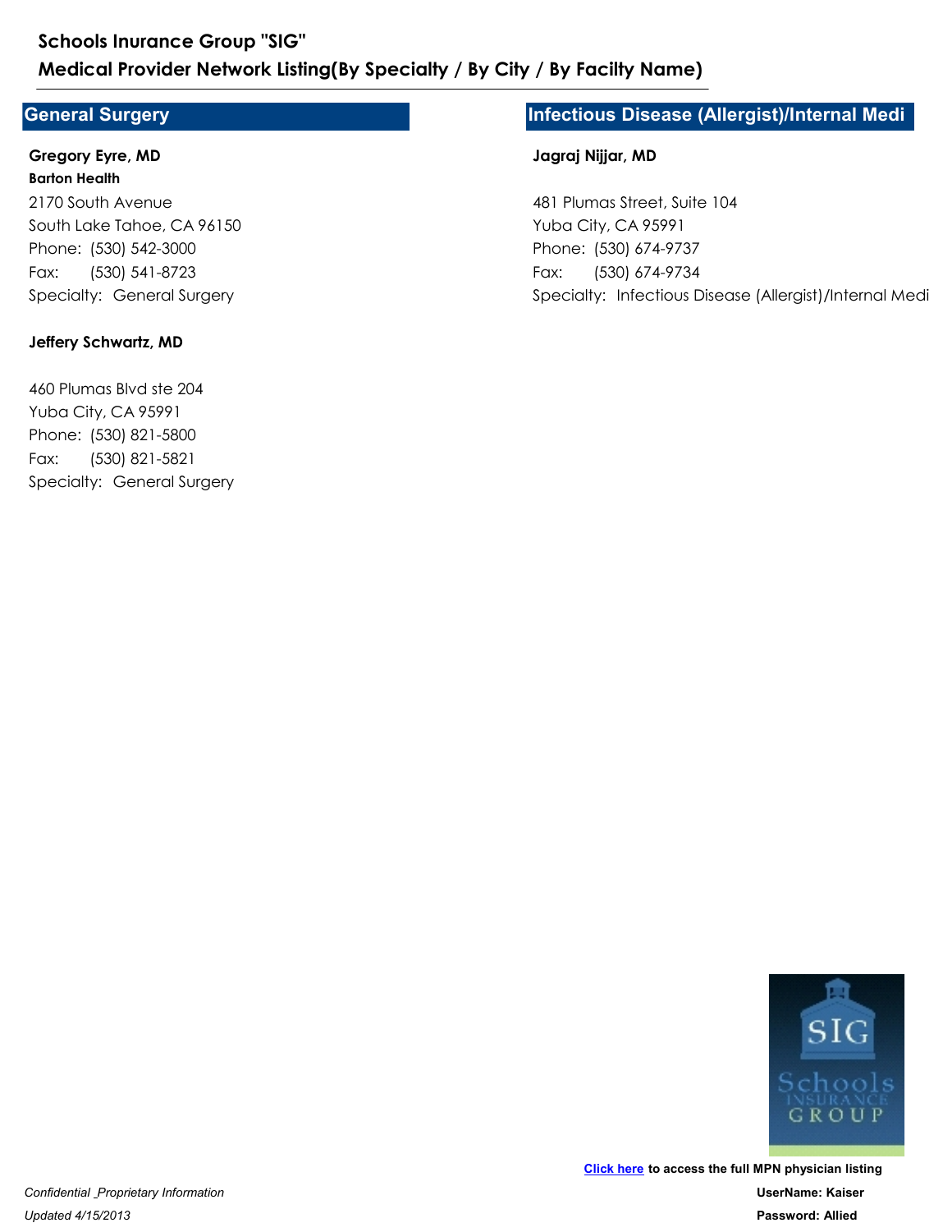## General Surgery

**Gregory Eyre, MD**
**Barton Health**
2170 South Avenue
South Lake Tahoe, CA 96150
Phone: (530) 542-3000
Fax: (530) 541-8723
Specialty: General Surgery

**Jeffery Schwartz, MD**

460 Plumas Blvd ste 204
Yuba City, CA 95991
Phone: (530) 821-5800
Fax: (530) 821-5821
Specialty: General Surgery

## Infectious Disease (Allergist)/Internal Medi

**Jagraj Nijjar, MD**

481 Plumas Street, Suite 104
Yuba City, CA 95991
Phone: (530) 674-9737
Fax: (530) 674-9734
Specialty: Infectious Disease (Allergist)/Internal Medi

Click here to access the full MPN physician listing
UserName: Kaiser
Password: Allied

*Confidential _Proprietary Information*
*Updated 4/15/2013*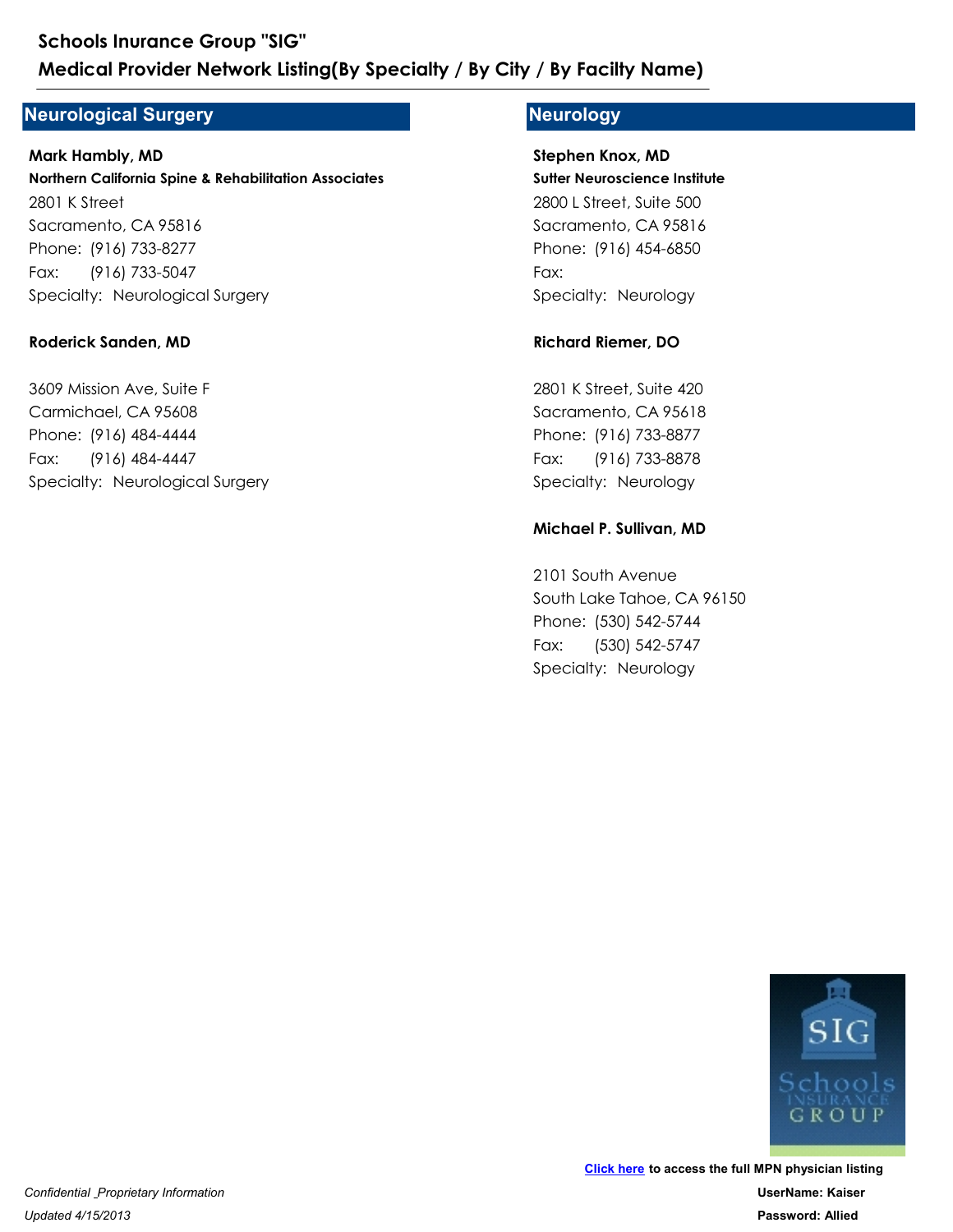# Schools Inurance Group "SIG"

## Medical Provider Network Listing(By Specialty / By City / By Facilty Name)

## Neurological Surgery

**Mark Hambly, MD**
**Northern California Spine & Rehabilitation Associates**
2801 K Street
Sacramento, CA 95816
Phone: (916) 733-8277
Fax: (916) 733-5047
Specialty: Neurological Surgery

**Roderick Sanden, MD**

3609 Mission Ave, Suite F
Carmichael, CA 95608
Phone: (916) 484-4444
Fax: (916) 484-4447
Specialty: Neurological Surgery

## Neurology

**Stephen Knox, MD**
**Sutter Neuroscience Institute**
2800 L Street, Suite 500
Sacramento, CA 95816
Phone: (916) 454-6850
Fax:
Specialty: Neurology

**Richard Riemer, DO**

2801 K Street, Suite 420
Sacramento, CA 95618
Phone: (916) 733-8877
Fax: (916) 733-8878
Specialty: Neurology

**Michael P. Sullivan, MD**

2101 South Avenue
South Lake Tahoe, CA 96150
Phone: (530) 542-5744
Fax: (530) 542-5747
Specialty: Neurology

**Click here** to access the full MPN physician listing
**UserName: Kaiser**
**Password: Allied**

*Confidential _Proprietary Information*
*Updated 4/15/2013*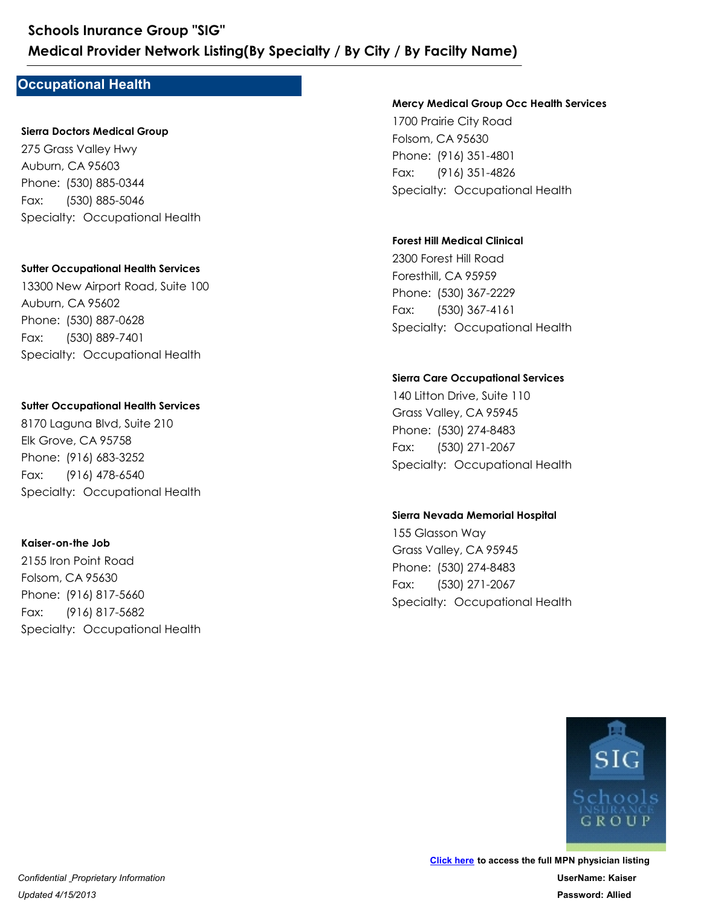# Schools Inurance Group "SIG"
## Medical Provider Network Listing(By Specialty / By City / By Facilty Name)

### Occupational Health

**Sierra Doctors Medical Group**
275 Grass Valley Hwy
Auburn, CA 95603
Phone: (530) 885-0344
Fax: (530) 885-5046
Specialty: Occupational Health

**Sutter Occupational Health Services**
13300 New Airport Road, Suite 100
Auburn, CA 95602
Phone: (530) 887-0628
Fax: (530) 889-7401
Specialty: Occupational Health

**Sutter Occupational Health Services**
8170 Laguna Blvd, Suite 210
Elk Grove, CA 95758
Phone: (916) 683-3252
Fax: (916) 478-6540
Specialty: Occupational Health

**Kaiser-on-the Job**
2155 Iron Point Road
Folsom, CA 95630
Phone: (916) 817-5660
Fax: (916) 817-5682
Specialty: Occupational Health

**Mercy Medical Group Occ Health Services**
1700 Prairie City Road
Folsom, CA 95630
Phone: (916) 351-4801
Fax: (916) 351-4826
Specialty: Occupational Health

**Forest Hill Medical Clinical**
2300 Forest Hill Road
Foresthill, CA 95959
Phone: (530) 367-2229
Fax: (530) 367-4161
Specialty: Occupational Health

**Sierra Care Occupational Services**
140 Litton Drive, Suite 110
Grass Valley, CA 95945
Phone: (530) 274-8483
Fax: (530) 271-2067
Specialty: Occupational Health

**Sierra Nevada Memorial Hospital**
155 Glasson Way
Grass Valley, CA 95945
Phone: (530) 274-8483
Fax: (530) 271-2067
Specialty: Occupational Health

**Click here** to access the full MPN physician listing
**UserName: Kaiser**
**Password: Allied**

*Confidential _Proprietary Information*
*Updated 4/15/2013*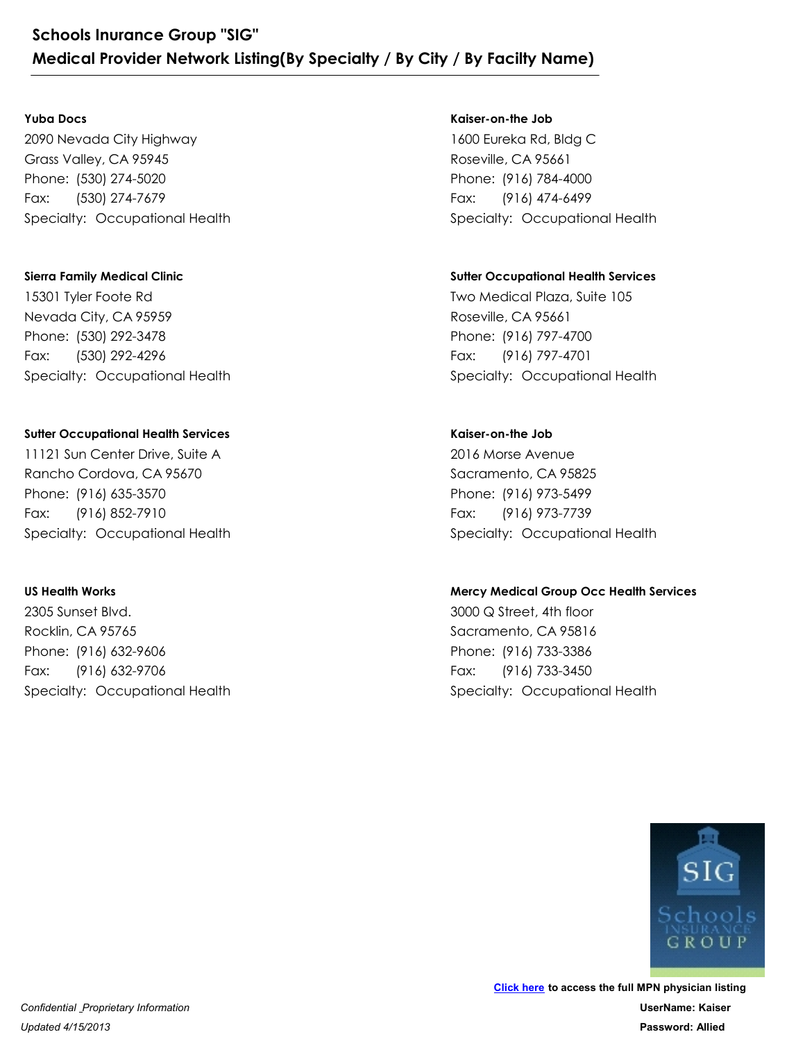# Schools Inurance Group "SIG"
## Medical Provider Network Listing(By Specialty / By City / By Facilty Name)

**Yuba Docs**
2090 Nevada City Highway
Grass Valley, CA 95945
Phone: (530) 274-5020
Fax: (530) 274-7679
Specialty: Occupational Health

**Sierra Family Medical Clinic**
15301 Tyler Foote Rd
Nevada City, CA 95959
Phone: (530) 292-3478
Fax: (530) 292-4296
Specialty: Occupational Health

**Sutter Occupational Health Services**
11121 Sun Center Drive, Suite A
Rancho Cordova, CA 95670
Phone: (916) 635-3570
Fax: (916) 852-7910
Specialty: Occupational Health

**US Health Works**
2305 Sunset Blvd.
Rocklin, CA 95765
Phone: (916) 632-9606
Fax: (916) 632-9706
Specialty: Occupational Health

**Kaiser-on-the Job**
1600 Eureka Rd, Bldg C
Roseville, CA 95661
Phone: (916) 784-4000
Fax: (916) 474-6499
Specialty: Occupational Health

**Sutter Occupational Health Services**
Two Medical Plaza, Suite 105
Roseville, CA 95661
Phone: (916) 797-4700
Fax: (916) 797-4701
Specialty: Occupational Health

**Kaiser-on-the Job**
2016 Morse Avenue
Sacramento, CA 95825
Phone: (916) 973-5499
Fax: (916) 973-7739
Specialty: Occupational Health

**Mercy Medical Group Occ Health Services**
3000 Q Street, 4th floor
Sacramento, CA 95816
Phone: (916) 733-3386
Fax: (916) 733-3450
Specialty: Occupational Health

**Click here to access the full MPN physician listing**
**UserName: Kaiser**
**Password: Allied**

*Confidential _Proprietary Information*
*Updated 4/15/2013*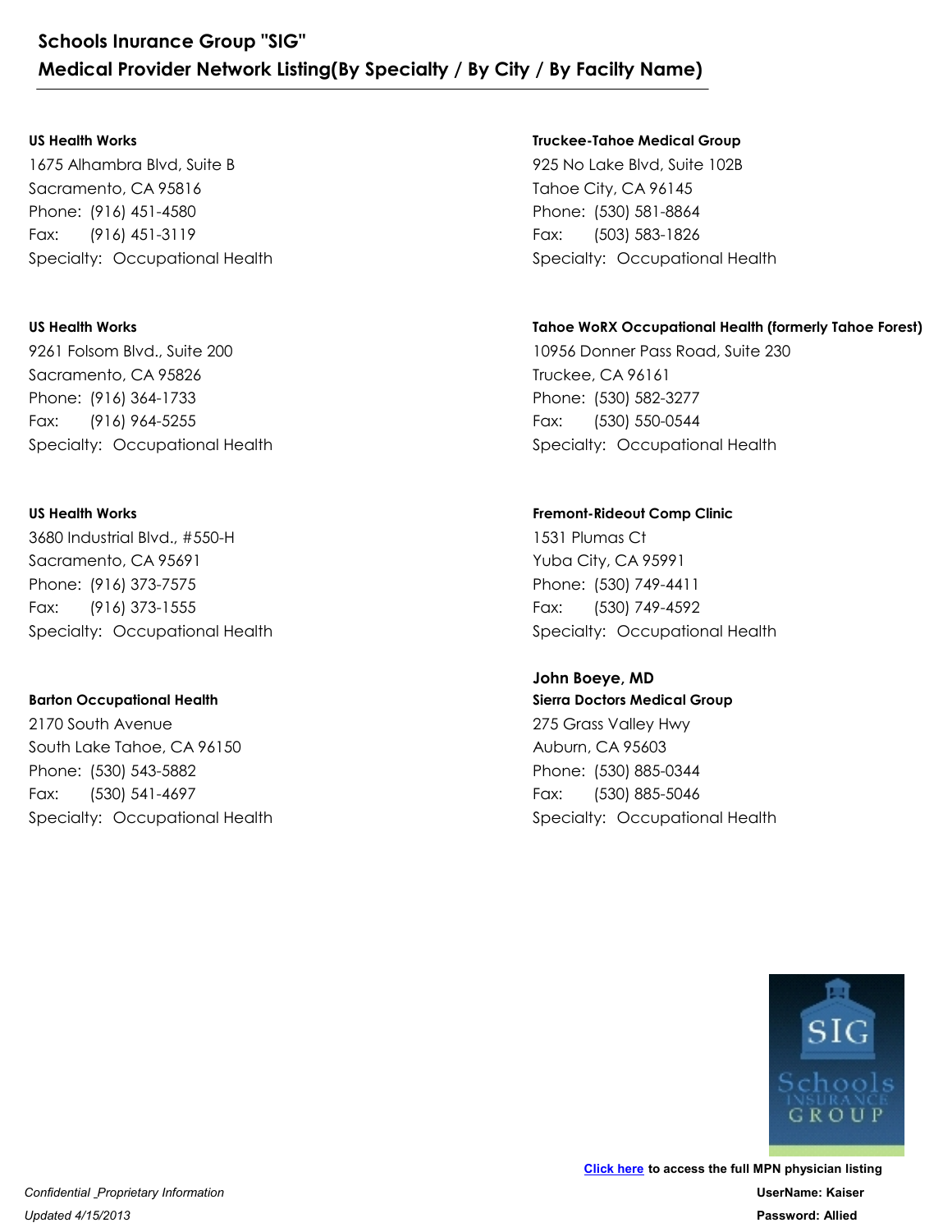# Schools Inurance Group "SIG"
## Medical Provider Network Listing(By Specialty / By City / By Facilty Name)

**US Health Works**
1675 Alhambra Blvd, Suite B
Sacramento, CA 95816
Phone: (916) 451-4580
Fax: (916) 451-3119
Specialty: Occupational Health

**US Health Works**
9261 Folsom Blvd., Suite 200
Sacramento, CA 95826
Phone: (916) 364-1733
Fax: (916) 964-5255
Specialty: Occupational Health

**US Health Works**
3680 Industrial Blvd., #550-H
Sacramento, CA 95691
Phone: (916) 373-7575
Fax: (916) 373-1555
Specialty: Occupational Health

**Barton Occupational Health**
2170 South Avenue
South Lake Tahoe, CA 96150
Phone: (530) 543-5882
Fax: (530) 541-4697
Specialty: Occupational Health

**Truckee-Tahoe Medical Group**
925 No Lake Blvd, Suite 102B
Tahoe City, CA 96145
Phone: (530) 581-8864
Fax: (503) 583-1826
Specialty: Occupational Health

**Tahoe WoRX Occupational Health (formerly Tahoe Forest)**
10956 Donner Pass Road, Suite 230
Truckee, CA 96161
Phone: (530) 582-3277
Fax: (530) 550-0544
Specialty: Occupational Health

**Fremont-Rideout Comp Clinic**
1531 Plumas Ct
Yuba City, CA 95991
Phone: (530) 749-4411
Fax: (530) 749-4592
Specialty: Occupational Health

**John Boeye, MD**
**Sierra Doctors Medical Group**
275 Grass Valley Hwy
Auburn, CA 95603
Phone: (530) 885-0344
Fax: (530) 885-5046
Specialty: Occupational Health

**Click here** to access the full MPN physician listing
**UserName: Kaiser**
**Password: Allied**

*Confidential _Proprietary Information*
*Updated 4/15/2013*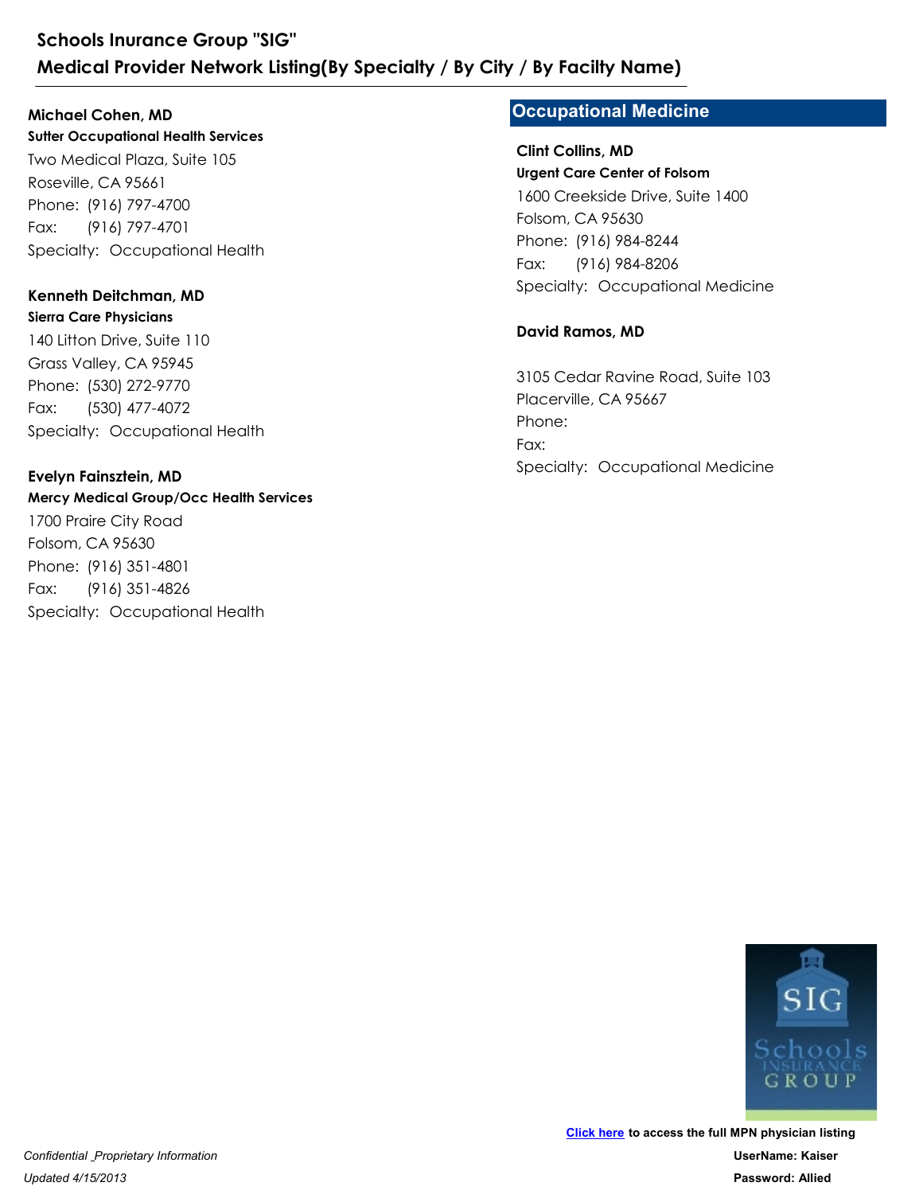**Michael Cohen, MD**
**Sutter Occupational Health Services**
Two Medical Plaza, Suite 105
Roseville, CA 95661
Phone: (916) 797-4700
Fax: (916) 797-4701
Specialty: Occupational Health

**Kenneth Deitchman, MD**
**Sierra Care Physicians**
140 Litton Drive, Suite 110
Grass Valley, CA 95945
Phone: (530) 272-9770
Fax: (530) 477-4072
Specialty: Occupational Health

**Evelyn Fainsztein, MD**
**Mercy Medical Group/Occ Health Services**
1700 Praire City Road
Folsom, CA 95630
Phone: (916) 351-4801
Fax: (916) 351-4826
Specialty: Occupational Health

## Occupational Medicine

**Clint Collins, MD**
**Urgent Care Center of Folsom**
1600 Creekside Drive, Suite 1400
Folsom, CA 95630
Phone: (916) 984-8244
Fax: (916) 984-8206
Specialty: Occupational Medicine

**David Ramos, MD**

3105 Cedar Ravine Road, Suite 103
Placerville, CA 95667
Phone:
Fax:
Specialty: Occupational Medicine

Click here to access the full MPN physician listing
UserName: Kaiser
Password: Allied

*Confidential _Proprietary Information*
*Updated 4/15/2013*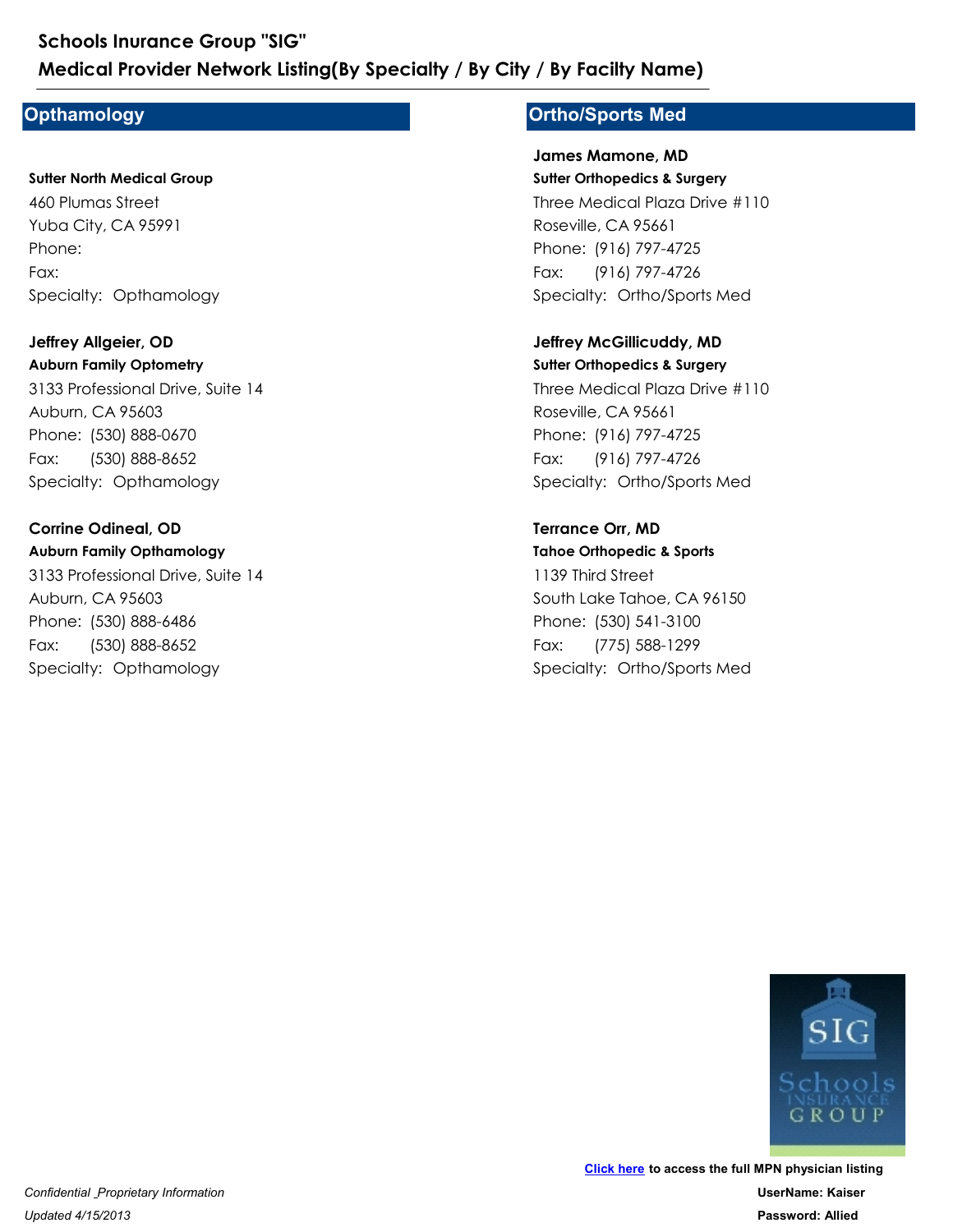# Schools Inurance Group "SIG"

## Medical Provider Network Listing(By Specialty / By City / By Facilty Name)

## Opthamology

**Sutter North Medical Group**
460 Plumas Street
Yuba City, CA 95991
Phone:
Fax:
Specialty: Opthamology

**Jeffrey Allgeier, OD**
**Auburn Family Optometry**
3133 Professional Drive, Suite 14
Auburn, CA 95603
Phone: (530) 888-0670
Fax: (530) 888-8652
Specialty: Opthamology

**Corrine Odineal, OD**
**Auburn Family Opthamology**
3133 Professional Drive, Suite 14
Auburn, CA 95603
Phone: (530) 888-6486
Fax: (530) 888-8652
Specialty: Opthamology

## Ortho/Sports Med

**James Mamone, MD**
**Sutter Orthopedics & Surgery**
Three Medical Plaza Drive #110
Roseville, CA 95661
Phone: (916) 797-4725
Fax: (916) 797-4726
Specialty: Ortho/Sports Med

**Jeffrey McGillicuddy, MD**
**Sutter Orthopedics & Surgery**
Three Medical Plaza Drive #110
Roseville, CA 95661
Phone: (916) 797-4725
Fax: (916) 797-4726
Specialty: Ortho/Sports Med

**Terrance Orr, MD**
**Tahoe Orthopedic & Sports**
1139 Third Street
South Lake Tahoe, CA 96150
Phone: (530) 541-3100
Fax: (775) 588-1299
Specialty: Ortho/Sports Med

**Click here** to access the full MPN physician listing
**UserName: Kaiser**
**Password: Allied**

*Confidential _Proprietary Information*
*Updated 4/15/2013*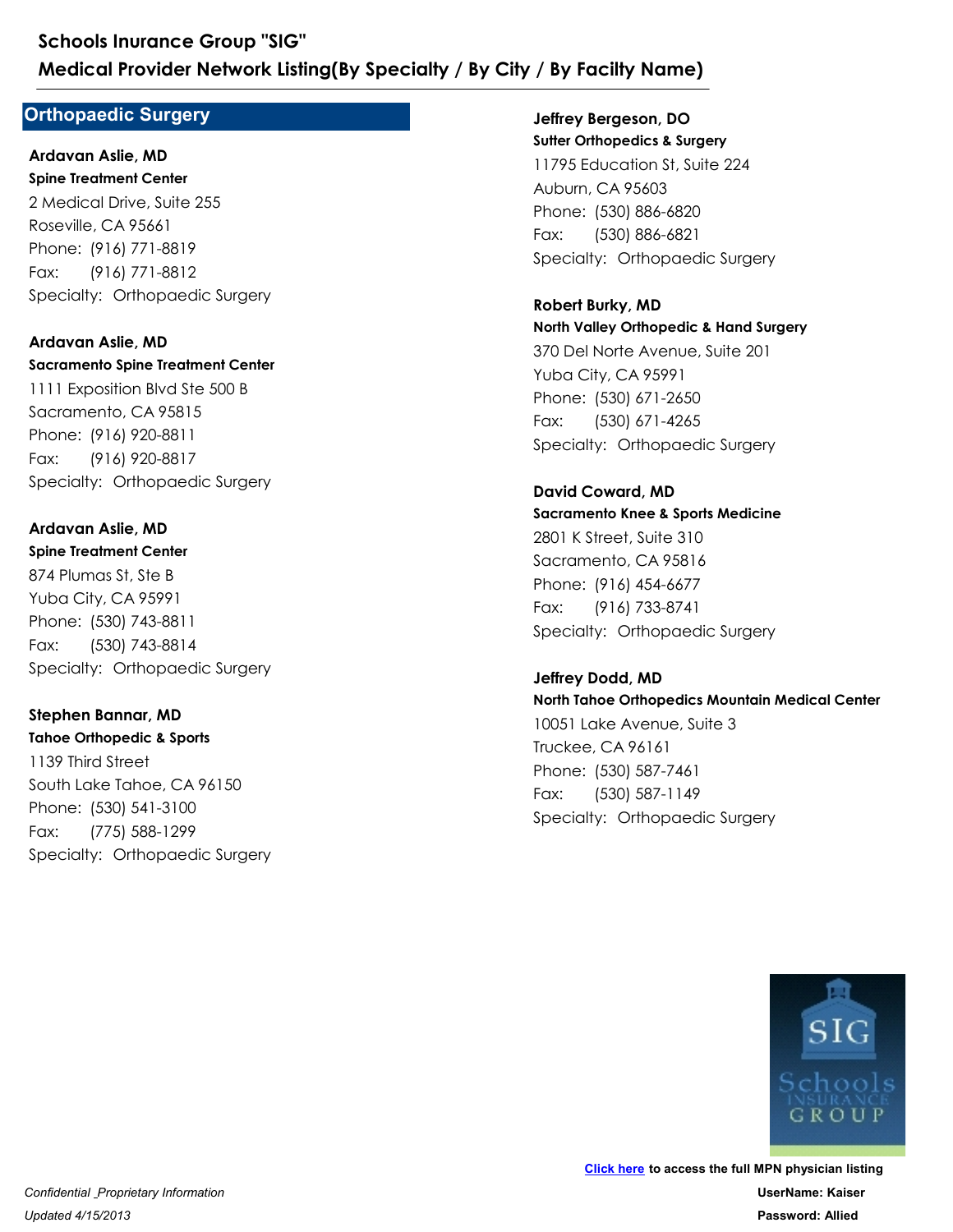## Orthopaedic Surgery

**Ardavan Aslie, MD**
**Spine Treatment Center**
2 Medical Drive, Suite 255
Roseville, CA 95661
Phone: (916) 771-8819
Fax: (916) 771-8812
Specialty: Orthopaedic Surgery

**Ardavan Aslie, MD**
**Sacramento Spine Treatment Center**
1111 Exposition Blvd Ste 500 B
Sacramento, CA 95815
Phone: (916) 920-8811
Fax: (916) 920-8817
Specialty: Orthopaedic Surgery

**Ardavan Aslie, MD**
**Spine Treatment Center**
874 Plumas St, Ste B
Yuba City, CA 95991
Phone: (530) 743-8811
Fax: (530) 743-8814
Specialty: Orthopaedic Surgery

**Stephen Bannar, MD**
**Tahoe Orthopedic & Sports**
1139 Third Street
South Lake Tahoe, CA 96150
Phone: (530) 541-3100
Fax: (775) 588-1299
Specialty: Orthopaedic Surgery

**Jeffrey Bergeson, DO**
**Sutter Orthopedics & Surgery**
11795 Education St, Suite 224
Auburn, CA 95603
Phone: (530) 886-6820
Fax: (530) 886-6821
Specialty: Orthopaedic Surgery

**Robert Burky, MD**
**North Valley Orthopedic & Hand Surgery**
370 Del Norte Avenue, Suite 201
Yuba City, CA 95991
Phone: (530) 671-2650
Fax: (530) 671-4265
Specialty: Orthopaedic Surgery

**David Coward, MD**
**Sacramento Knee & Sports Medicine**
2801 K Street, Suite 310
Sacramento, CA 95816
Phone: (916) 454-6677
Fax: (916) 733-8741
Specialty: Orthopaedic Surgery

**Jeffrey Dodd, MD**
**North Tahoe Orthopedics Mountain Medical Center**
10051 Lake Avenue, Suite 3
Truckee, CA 96161
Phone: (530) 587-7461
Fax: (530) 587-1149
Specialty: Orthopaedic Surgery

**Click here** to access the full MPN physician listing
**UserName: Kaiser**
**Password: Allied**

*Confidential _Proprietary Information*
*Updated 4/15/2013*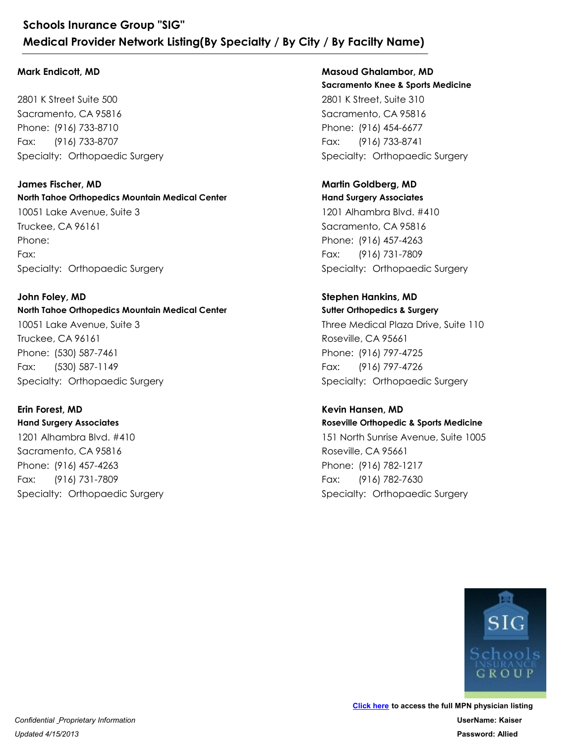**Mark Endicott, MD**

2801 K Street Suite 500
Sacramento, CA 95816
Phone: (916) 733-8710
Fax: (916) 733-8707
Specialty: Orthopaedic Surgery

**James Fischer, MD**
**North Tahoe Orthopedics Mountain Medical Center**
10051 Lake Avenue, Suite 3
Truckee, CA 96161
Phone:
Fax:
Specialty: Orthopaedic Surgery

**John Foley, MD**
**North Tahoe Orthopedics Mountain Medical Center**
10051 Lake Avenue, Suite 3
Truckee, CA 96161
Phone: (530) 587-7461
Fax: (530) 587-1149
Specialty: Orthopaedic Surgery

**Erin Forest, MD**
**Hand Surgery Associates**
1201 Alhambra Blvd. #410
Sacramento, CA 95816
Phone: (916) 457-4263
Fax: (916) 731-7809
Specialty: Orthopaedic Surgery

**Masoud Ghalambor, MD**
**Sacramento Knee & Sports Medicine**
2801 K Street, Suite 310
Sacramento, CA 95816
Phone: (916) 454-6677
Fax: (916) 733-8741
Specialty: Orthopaedic Surgery

**Martin Goldberg, MD**
**Hand Surgery Associates**
1201 Alhambra Blvd. #410
Sacramento, CA 95816
Phone: (916) 457-4263
Fax: (916) 731-7809
Specialty: Orthopaedic Surgery

**Stephen Hankins, MD**
**Sutter Orthopedics & Surgery**
Three Medical Plaza Drive, Suite 110
Roseville, CA 95661
Phone: (916) 797-4725
Fax: (916) 797-4726
Specialty: Orthopaedic Surgery

**Kevin Hansen, MD**
**Roseville Orthopedic & Sports Medicine**
151 North Sunrise Avenue, Suite 1005
Roseville, CA 95661
Phone: (916) 782-1217
Fax: (916) 782-7630
Specialty: Orthopaedic Surgery

**Click here** to access the full MPN physician listing
**UserName: Kaiser**
**Password: Allied**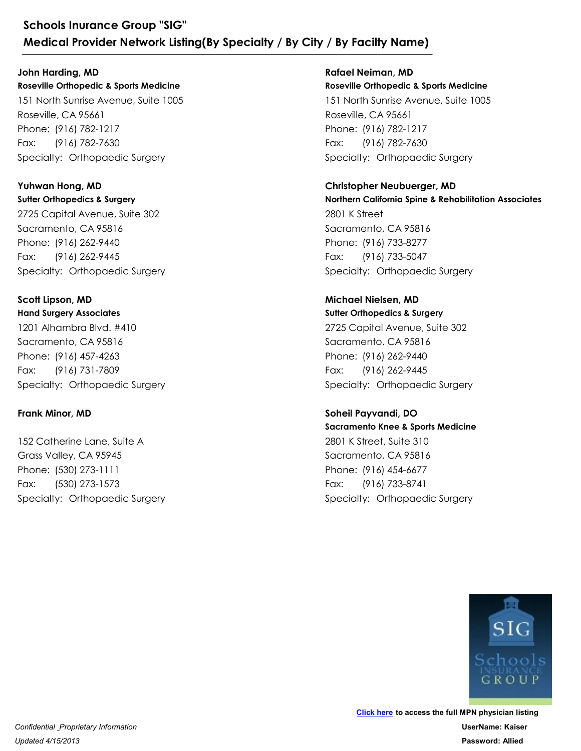# Schools Inurance Group "SIG"
## Medical Provider Network Listing(By Specialty / By City / By Facilty Name)

**John Harding, MD**
**Roseville Orthopedic & Sports Medicine**
151 North Sunrise Avenue, Suite 1005
Roseville, CA 95661
Phone: (916) 782-1217
Fax: (916) 782-7630
Specialty: Orthopaedic Surgery

**Yuhwan Hong, MD**
**Sutter Orthopedics & Surgery**
2725 Capital Avenue, Suite 302
Sacramento, CA 95816
Phone: (916) 262-9440
Fax: (916) 262-9445
Specialty: Orthopaedic Surgery

**Scott Lipson, MD**
**Hand Surgery Associates**
1201 Alhambra Blvd. #410
Sacramento, CA 95816
Phone: (916) 457-4263
Fax: (916) 731-7809
Specialty: Orthopaedic Surgery

**Frank Minor, MD**

152 Catherine Lane, Suite A
Grass Valley, CA 95945
Phone: (530) 273-1111
Fax: (530) 273-1573
Specialty: Orthopaedic Surgery

**Rafael Neiman, MD**
**Roseville Orthopedic & Sports Medicine**
151 North Sunrise Avenue, Suite 1005
Roseville, CA 95661
Phone: (916) 782-1217
Fax: (916) 782-7630
Specialty: Orthopaedic Surgery

**Christopher Neubuerger, MD**
**Northern California Spine & Rehabilitation Associates**
2801 K Street
Sacramento, CA 95816
Phone: (916) 733-8277
Fax: (916) 733-5047
Specialty: Orthopaedic Surgery

**Michael Nielsen, MD**
**Sutter Orthopedics & Surgery**
2725 Capital Avenue, Suite 302
Sacramento, CA 95816
Phone: (916) 262-9440
Fax: (916) 262-9445
Specialty: Orthopaedic Surgery

**Soheil Payvandi, DO**
**Sacramento Knee & Sports Medicine**
2801 K Street, Suite 310
Sacramento, CA 95816
Phone: (916) 454-6677
Fax: (916) 733-8741
Specialty: Orthopaedic Surgery

**Click here** to access the full MPN physician listing
**UserName: Kaiser**
**Password: Allied**

*Confidential _Proprietary Information*
*Updated 4/15/2013*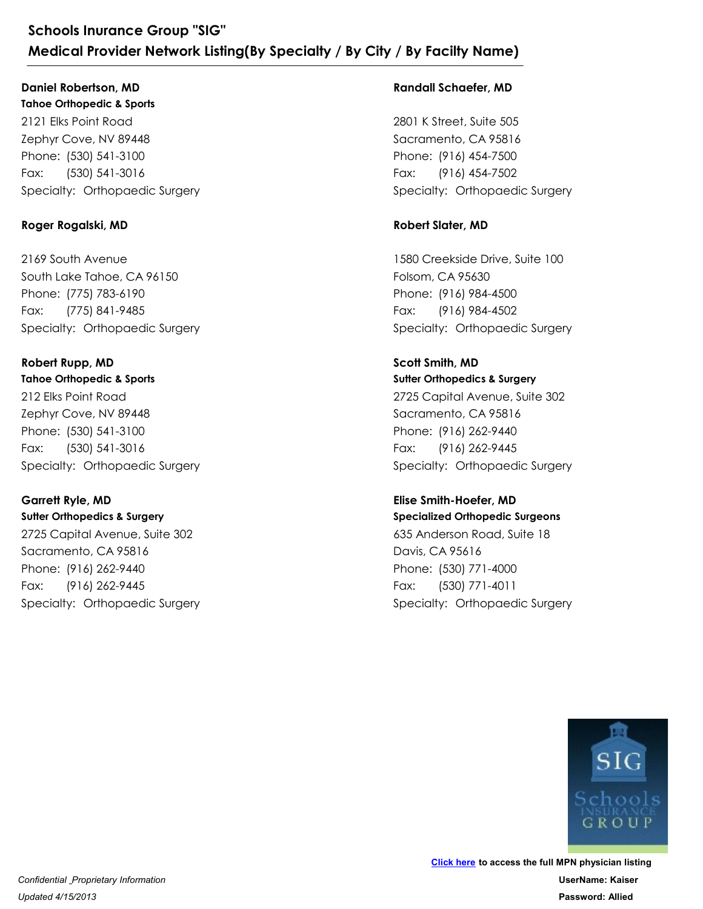**Daniel Robertson, MD**
**Tahoe Orthopedic & Sports**
2121 Elks Point Road
Zephyr Cove, NV 89448
Phone: (530) 541-3100
Fax: (530) 541-3016
Specialty: Orthopaedic Surgery

**Roger Rogalski, MD**

2169 South Avenue
South Lake Tahoe, CA 96150
Phone: (775) 783-6190
Fax: (775) 841-9485
Specialty: Orthopaedic Surgery

**Robert Rupp, MD**
**Tahoe Orthopedic & Sports**
212 Elks Point Road
Zephyr Cove, NV 89448
Phone: (530) 541-3100
Fax: (530) 541-3016
Specialty: Orthopaedic Surgery

**Garrett Ryle, MD**
**Sutter Orthopedics & Surgery**
2725 Capital Avenue, Suite 302
Sacramento, CA 95816
Phone: (916) 262-9440
Fax: (916) 262-9445
Specialty: Orthopaedic Surgery

**Randall Schaefer, MD**

2801 K Street, Suite 505
Sacramento, CA 95816
Phone: (916) 454-7500
Fax: (916) 454-7502
Specialty: Orthopaedic Surgery

**Robert Slater, MD**

1580 Creekside Drive, Suite 100
Folsom, CA 95630
Phone: (916) 984-4500
Fax: (916) 984-4502
Specialty: Orthopaedic Surgery

**Scott Smith, MD**
**Sutter Orthopedics & Surgery**
2725 Capital Avenue, Suite 302
Sacramento, CA 95816
Phone: (916) 262-9440
Fax: (916) 262-9445
Specialty: Orthopaedic Surgery

**Elise Smith-Hoefer, MD**
**Specialized Orthopedic Surgeons**
635 Anderson Road, Suite 18
Davis, CA 95616
Phone: (530) 771-4000
Fax: (530) 771-4011
Specialty: Orthopaedic Surgery

**Click here to access the full MPN physician listing**
**UserName: Kaiser**
**Password: Allied**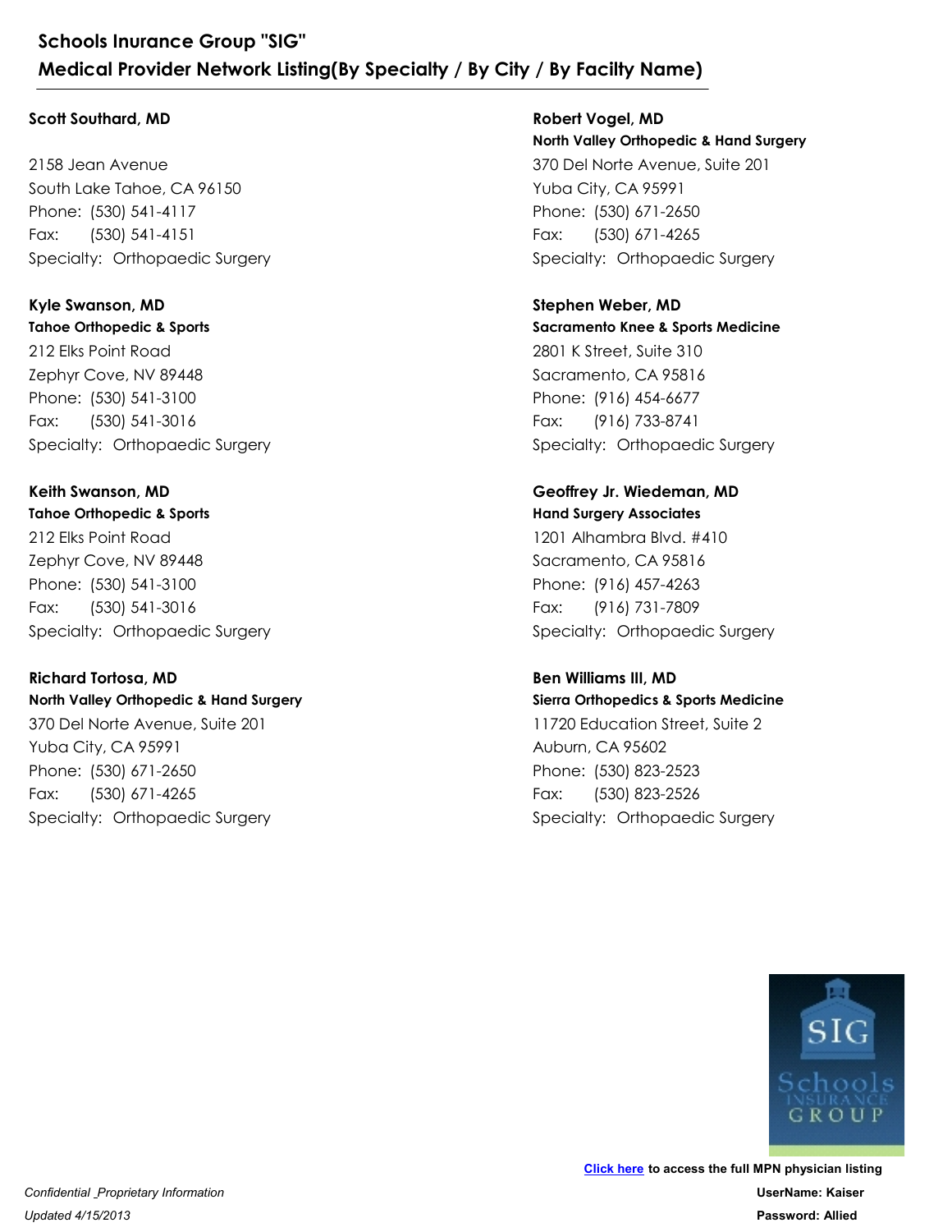**Scott Southard, MD**

2158 Jean Avenue
South Lake Tahoe, CA 96150
Phone: (530) 541-4117
Fax: (530) 541-4151
Specialty: Orthopaedic Surgery

**Kyle Swanson, MD**
**Tahoe Orthopedic & Sports**
212 Elks Point Road
Zephyr Cove, NV 89448
Phone: (530) 541-3100
Fax: (530) 541-3016
Specialty: Orthopaedic Surgery

**Keith Swanson, MD**
**Tahoe Orthopedic & Sports**
212 Elks Point Road
Zephyr Cove, NV 89448
Phone: (530) 541-3100
Fax: (530) 541-3016
Specialty: Orthopaedic Surgery

**Richard Tortosa, MD**
**North Valley Orthopedic & Hand Surgery**
370 Del Norte Avenue, Suite 201
Yuba City, CA 95991
Phone: (530) 671-2650
Fax: (530) 671-4265
Specialty: Orthopaedic Surgery

**Robert Vogel, MD**
**North Valley Orthopedic & Hand Surgery**
370 Del Norte Avenue, Suite 201
Yuba City, CA 95991
Phone: (530) 671-2650
Fax: (530) 671-4265
Specialty: Orthopaedic Surgery

**Stephen Weber, MD**
**Sacramento Knee & Sports Medicine**
2801 K Street, Suite 310
Sacramento, CA 95816
Phone: (916) 454-6677
Fax: (916) 733-8741
Specialty: Orthopaedic Surgery

**Geoffrey Jr. Wiedeman, MD**
**Hand Surgery Associates**
1201 Alhambra Blvd. #410
Sacramento, CA 95816
Phone: (916) 457-4263
Fax: (916) 731-7809
Specialty: Orthopaedic Surgery

**Ben Williams III, MD**
**Sierra Orthopedics & Sports Medicine**
11720 Education Street, Suite 2
Auburn, CA 95602
Phone: (530) 823-2523
Fax: (530) 823-2526
Specialty: Orthopaedic Surgery

**Click here** to access the full MPN physician listing
**UserName: Kaiser**
**Password: Allied**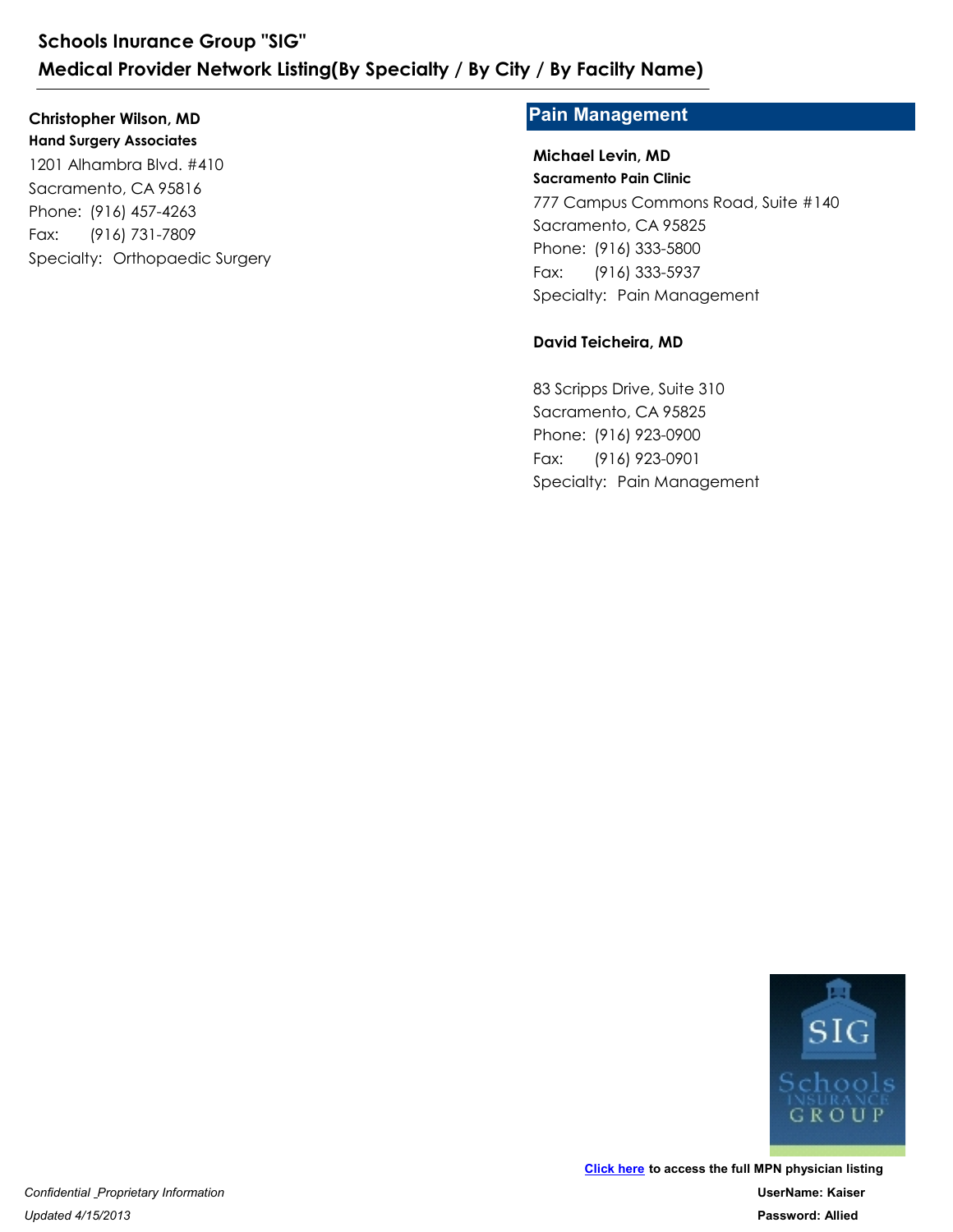**Christopher Wilson, MD**
**Hand Surgery Associates**
1201 Alhambra Blvd. #410
Sacramento, CA 95816
Phone: (916) 457-4263
Fax: (916) 731-7809
Specialty: Orthopaedic Surgery

## Pain Management

**Michael Levin, MD**
**Sacramento Pain Clinic**
777 Campus Commons Road, Suite #140
Sacramento, CA 95825
Phone: (916) 333-5800
Fax: (916) 333-5937
Specialty: Pain Management

**David Teicheira, MD**

83 Scripps Drive, Suite 310
Sacramento, CA 95825
Phone: (916) 923-0900
Fax: (916) 923-0901
Specialty: Pain Management

**Click here to access the full MPN physician listing**
**UserName: Kaiser**
**Password: Allied**

*Confidential _Proprietary Information*
*Updated 4/15/2013*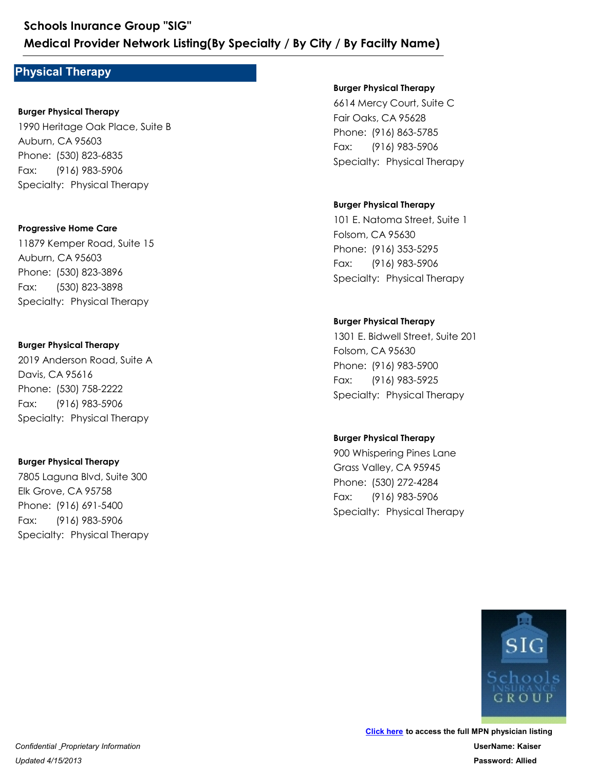## Schools Inurance Group "SIG"
## Medical Provider Network Listing(By Specialty / By City / By Facilty Name)

### Physical Therapy

**Burger Physical Therapy**
1990 Heritage Oak Place, Suite B
Auburn, CA 95603
Phone: (530) 823-6835
Fax: (916) 983-5906
Specialty: Physical Therapy

**Progressive Home Care**
11879 Kemper Road, Suite 15
Auburn, CA 95603
Phone: (530) 823-3896
Fax: (530) 823-3898
Specialty: Physical Therapy

**Burger Physical Therapy**
2019 Anderson Road, Suite A
Davis, CA 95616
Phone: (530) 758-2222
Fax: (916) 983-5906
Specialty: Physical Therapy

**Burger Physical Therapy**
7805 Laguna Blvd, Suite 300
Elk Grove, CA 95758
Phone: (916) 691-5400
Fax: (916) 983-5906
Specialty: Physical Therapy

**Burger Physical Therapy**
6614 Mercy Court, Suite C
Fair Oaks, CA 95628
Phone: (916) 863-5785
Fax: (916) 983-5906
Specialty: Physical Therapy

**Burger Physical Therapy**
101 E. Natoma Street, Suite 1
Folsom, CA 95630
Phone: (916) 353-5295
Fax: (916) 983-5906
Specialty: Physical Therapy

**Burger Physical Therapy**
1301 E. Bidwell Street, Suite 201
Folsom, CA 95630
Phone: (916) 983-5900
Fax: (916) 983-5925
Specialty: Physical Therapy

**Burger Physical Therapy**
900 Whispering Pines Lane
Grass Valley, CA 95945
Phone: (530) 272-4284
Fax: (916) 983-5906
Specialty: Physical Therapy

**Click here** to access the full MPN physician listing
**UserName: Kaiser**
**Password: Allied**

*Confidential _Proprietary Information*
*Updated 4/15/2013*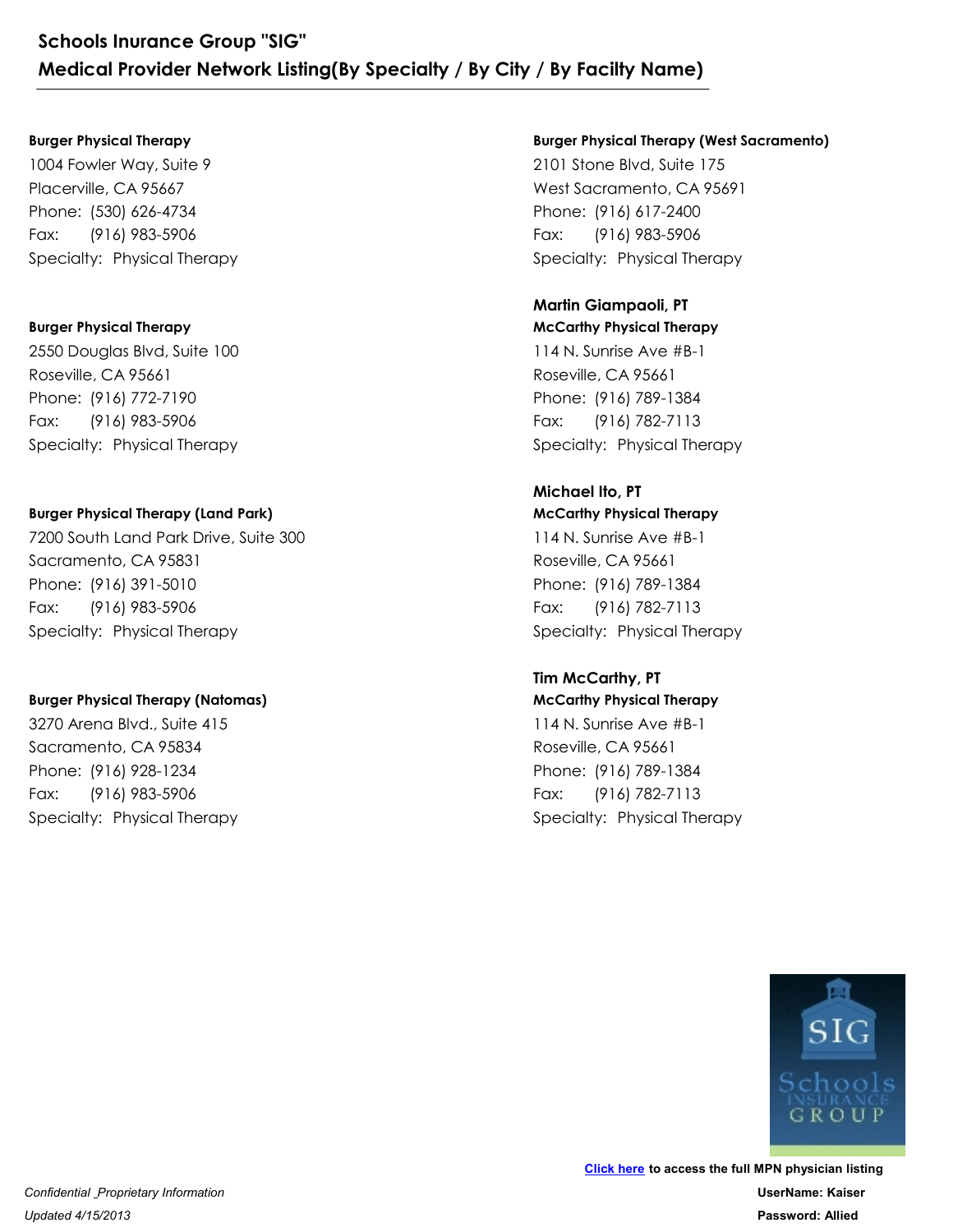**Burger Physical Therapy**
1004 Fowler Way, Suite 9
Placerville, CA 95667
Phone: (530) 626-4734
Fax: (916) 983-5906
Specialty: Physical Therapy

**Burger Physical Therapy**
2550 Douglas Blvd, Suite 100
Roseville, CA 95661
Phone: (916) 772-7190
Fax: (916) 983-5906
Specialty: Physical Therapy

**Burger Physical Therapy (Land Park)**
7200 South Land Park Drive, Suite 300
Sacramento, CA 95831
Phone: (916) 391-5010
Fax: (916) 983-5906
Specialty: Physical Therapy

**Burger Physical Therapy (Natomas)**
3270 Arena Blvd., Suite 415
Sacramento, CA 95834
Phone: (916) 928-1234
Fax: (916) 983-5906
Specialty: Physical Therapy

**Burger Physical Therapy (West Sacramento)**
2101 Stone Blvd, Suite 175
West Sacramento, CA 95691
Phone: (916) 617-2400
Fax: (916) 983-5906
Specialty: Physical Therapy

**Martin Giampaoli, PT**
**McCarthy Physical Therapy**
114 N. Sunrise Ave #B-1
Roseville, CA 95661
Phone: (916) 789-1384
Fax: (916) 782-7113
Specialty: Physical Therapy

**Michael Ito, PT**
**McCarthy Physical Therapy**
114 N. Sunrise Ave #B-1
Roseville, CA 95661
Phone: (916) 789-1384
Fax: (916) 782-7113
Specialty: Physical Therapy

**Tim McCarthy, PT**
**McCarthy Physical Therapy**
114 N. Sunrise Ave #B-1
Roseville, CA 95661
Phone: (916) 789-1384
Fax: (916) 782-7113
Specialty: Physical Therapy

**Click here to access the full MPN physician listing**
**UserName: Kaiser**
**Password: Allied**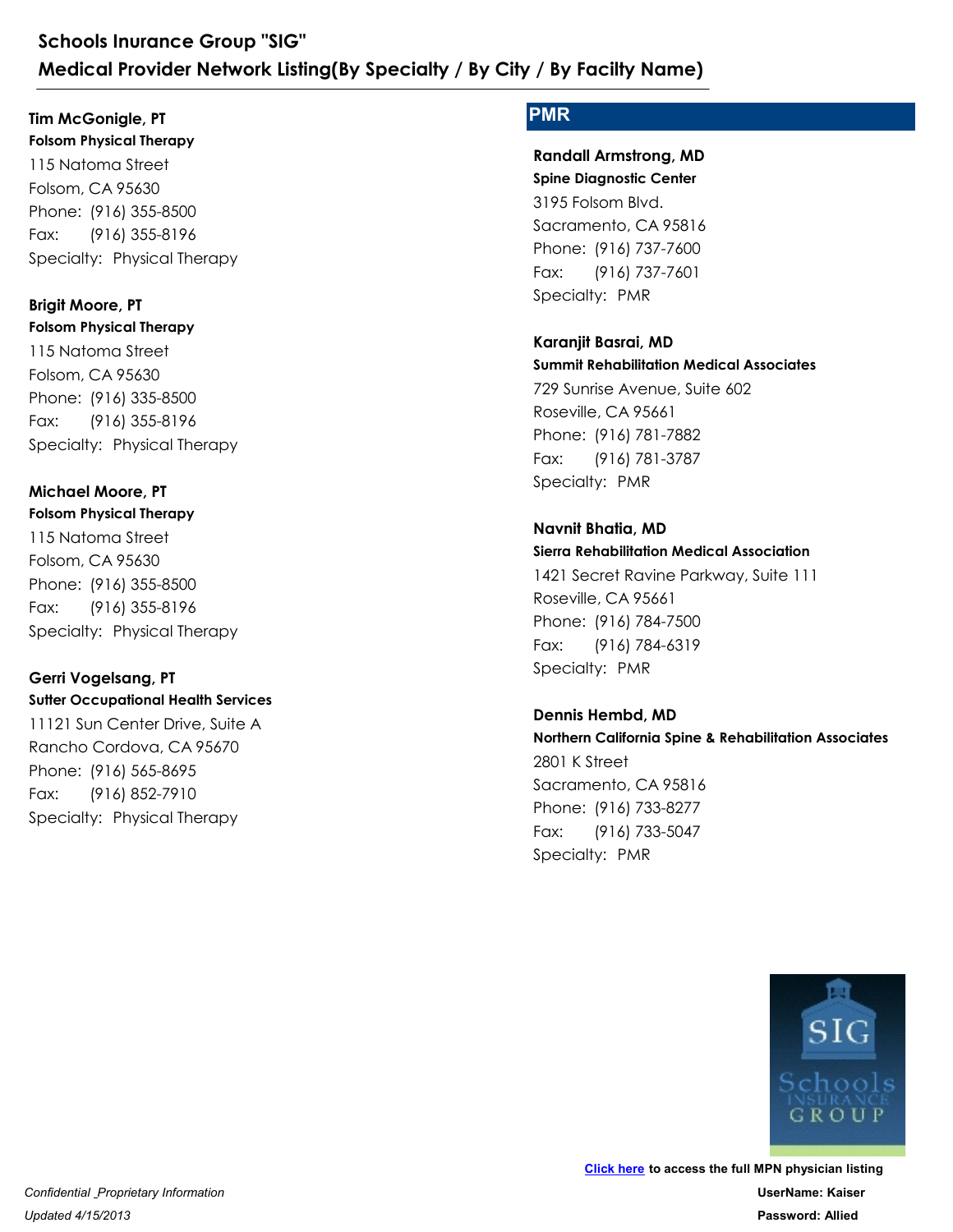**Tim McGonigle, PT**
**Folsom Physical Therapy**
115 Natoma Street
Folsom, CA 95630
Phone: (916) 355-8500
Fax: (916) 355-8196
Specialty: Physical Therapy

**Brigit Moore, PT**
**Folsom Physical Therapy**
115 Natoma Street
Folsom, CA 95630
Phone: (916) 335-8500
Fax: (916) 355-8196
Specialty: Physical Therapy

**Michael Moore, PT**
**Folsom Physical Therapy**
115 Natoma Street
Folsom, CA 95630
Phone: (916) 355-8500
Fax: (916) 355-8196
Specialty: Physical Therapy

**Gerri Vogelsang, PT**
**Sutter Occupational Health Services**
11121 Sun Center Drive, Suite A
Rancho Cordova, CA 95670
Phone: (916) 565-8695
Fax: (916) 852-7910
Specialty: Physical Therapy

## PMR

**Randall Armstrong, MD**
**Spine Diagnostic Center**
3195 Folsom Blvd.
Sacramento, CA 95816
Phone: (916) 737-7600
Fax: (916) 737-7601
Specialty: PMR

**Karanjit Basrai, MD**
**Summit Rehabilitation Medical Associates**
729 Sunrise Avenue, Suite 602
Roseville, CA 95661
Phone: (916) 781-7882
Fax: (916) 781-3787
Specialty: PMR

**Navnit Bhatia, MD**
**Sierra Rehabilitation Medical Association**
1421 Secret Ravine Parkway, Suite 111
Roseville, CA 95661
Phone: (916) 784-7500
Fax: (916) 784-6319
Specialty: PMR

**Dennis Hembd, MD**
**Northern California Spine & Rehabilitation Associates**
2801 K Street
Sacramento, CA 95816
Phone: (916) 733-8277
Fax: (916) 733-5047
Specialty: PMR

**Click here** to access the full MPN physician listing
**UserName: Kaiser**
**Password: Allied**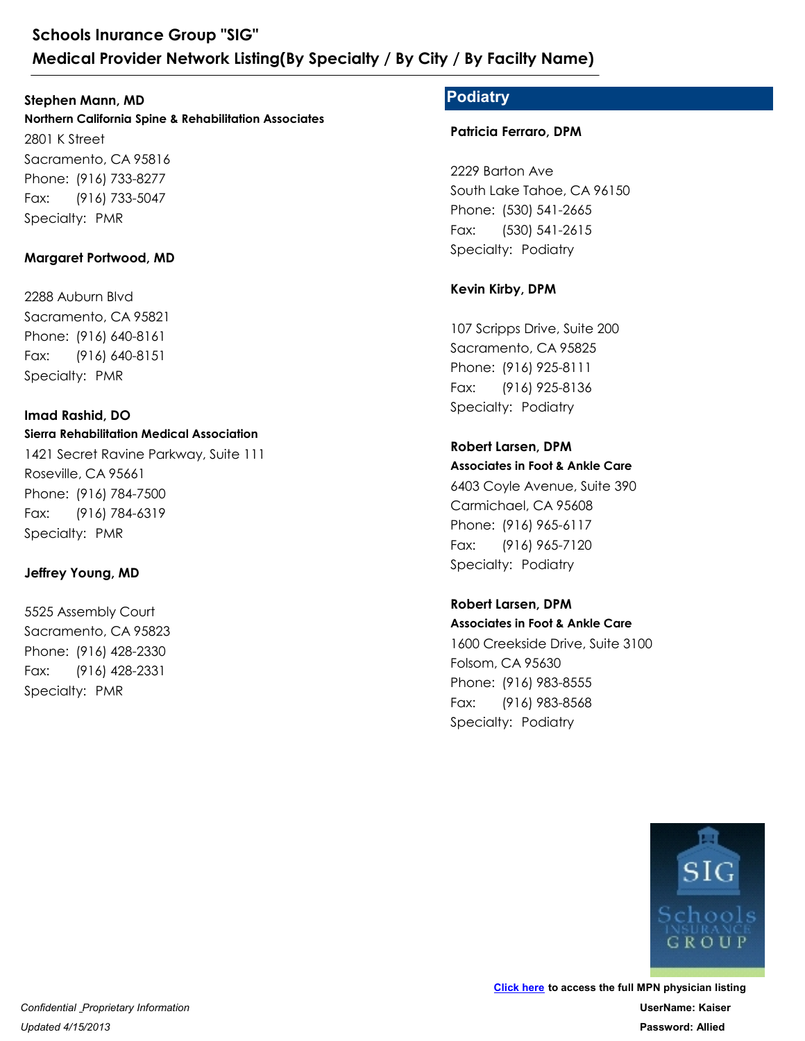**Stephen Mann, MD**
**Northern California Spine & Rehabilitation Associates**
2801 K Street
Sacramento, CA 95816
Phone: (916) 733-8277
Fax: (916) 733-5047
Specialty: PMR

**Margaret Portwood, MD**

2288 Auburn Blvd
Sacramento, CA 95821
Phone: (916) 640-8161
Fax: (916) 640-8151
Specialty: PMR

**Imad Rashid, DO**
**Sierra Rehabilitation Medical Association**
1421 Secret Ravine Parkway, Suite 111
Roseville, CA 95661
Phone: (916) 784-7500
Fax: (916) 784-6319
Specialty: PMR

**Jeffrey Young, MD**

5525 Assembly Court
Sacramento, CA 95823
Phone: (916) 428-2330
Fax: (916) 428-2331
Specialty: PMR

## Podiatry

**Patricia Ferraro, DPM**

2229 Barton Ave
South Lake Tahoe, CA 96150
Phone: (530) 541-2665
Fax: (530) 541-2615
Specialty: Podiatry

**Kevin Kirby, DPM**

107 Scripps Drive, Suite 200
Sacramento, CA 95825
Phone: (916) 925-8111
Fax: (916) 925-8136
Specialty: Podiatry

**Robert Larsen, DPM**
**Associates in Foot & Ankle Care**
6403 Coyle Avenue, Suite 390
Carmichael, CA 95608
Phone: (916) 965-6117
Fax: (916) 965-7120
Specialty: Podiatry

**Robert Larsen, DPM**
**Associates in Foot & Ankle Care**
1600 Creekside Drive, Suite 3100
Folsom, CA 95630
Phone: (916) 983-8555
Fax: (916) 983-8568
Specialty: Podiatry

Click here to access the full MPN physician listing
UserName: Kaiser
Password: Allied

*Confidential _Proprietary Information*
*Updated 4/15/2013*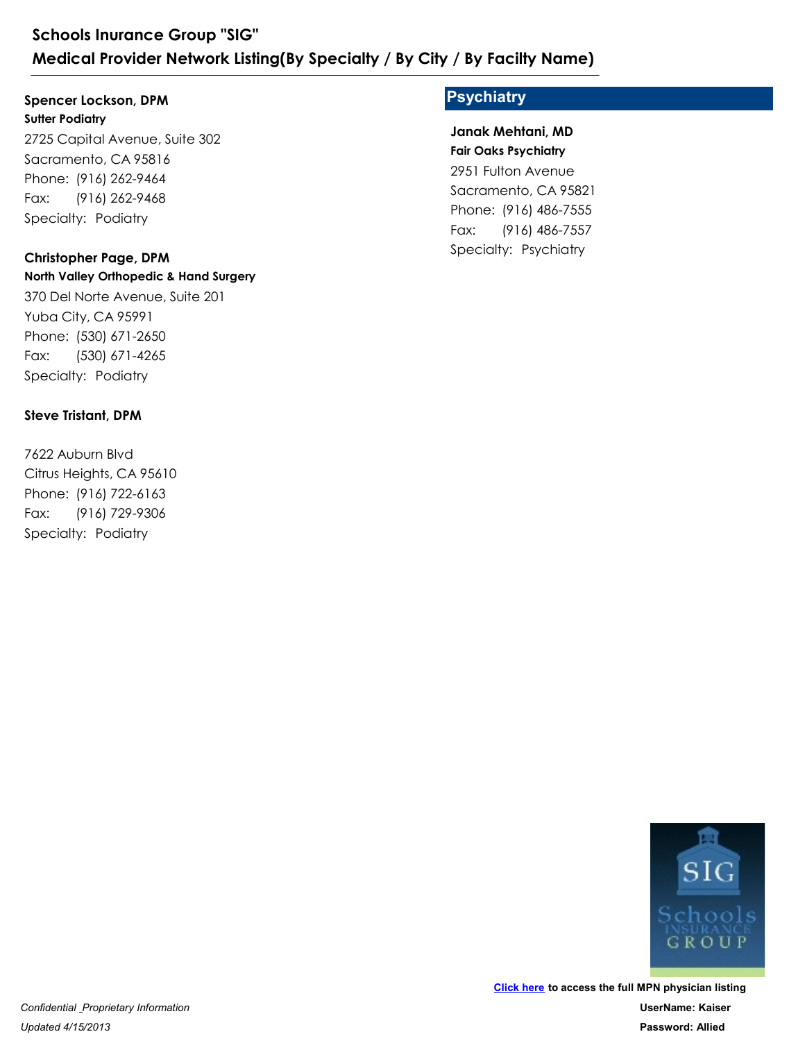**Spencer Lockson, DPM**
**Sutter Podiatry**
2725 Capital Avenue, Suite 302
Sacramento, CA 95816
Phone: (916) 262-9464
Fax: (916) 262-9468
Specialty: Podiatry

**Christopher Page, DPM**
**North Valley Orthopedic & Hand Surgery**
370 Del Norte Avenue, Suite 201
Yuba City, CA 95991
Phone: (530) 671-2650
Fax: (530) 671-4265
Specialty: Podiatry

**Steve Tristant, DPM**

7622 Auburn Blvd
Citrus Heights, CA 95610
Phone: (916) 722-6163
Fax: (916) 729-9306
Specialty: Podiatry

## Psychiatry

**Janak Mehtani, MD**
**Fair Oaks Psychiatry**
2951 Fulton Avenue
Sacramento, CA 95821
Phone: (916) 486-7555
Fax: (916) 486-7557
Specialty: Psychiatry

Click here to access the full MPN physician listing
UserName: Kaiser
Password: Allied

*Confidential _Proprietary Information*
*Updated 4/15/2013*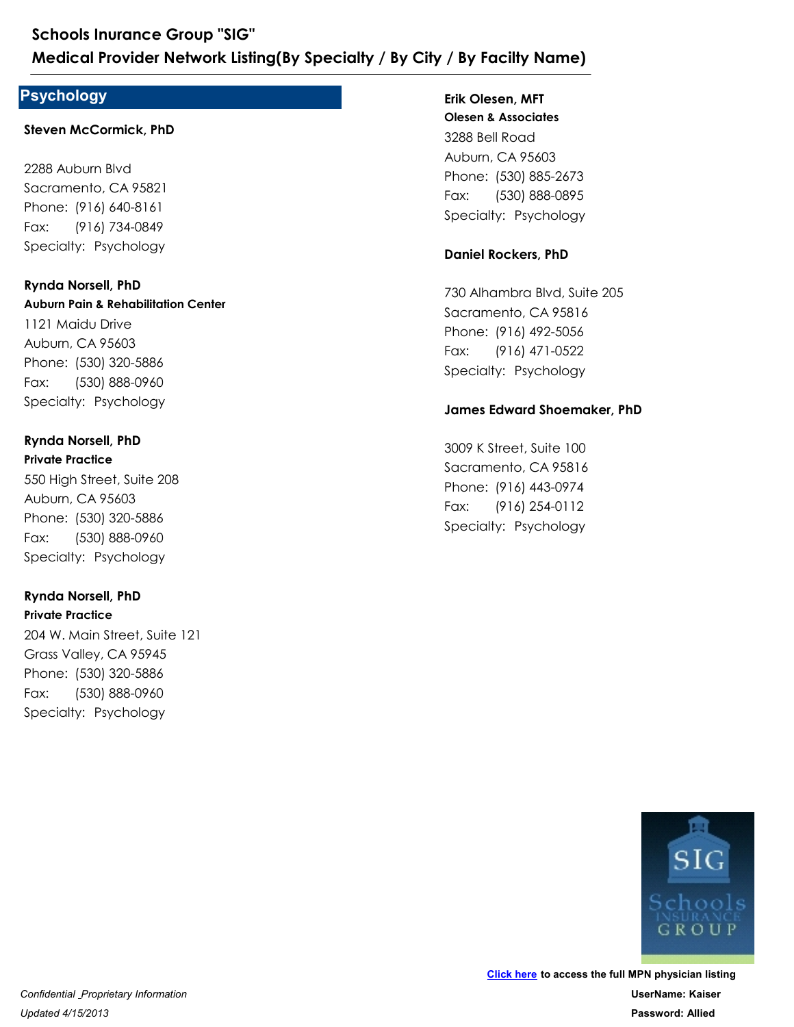## Psychology

**Steven McCormick, PhD**

2288 Auburn Blvd
Sacramento, CA 95821
Phone: (916) 640-8161
Fax: (916) 734-0849
Specialty: Psychology

**Rynda Norsell, PhD**
**Auburn Pain & Rehabilitation Center**
1121 Maidu Drive
Auburn, CA 95603
Phone: (530) 320-5886
Fax: (530) 888-0960
Specialty: Psychology

**Rynda Norsell, PhD**
**Private Practice**
550 High Street, Suite 208
Auburn, CA 95603
Phone: (530) 320-5886
Fax: (530) 888-0960
Specialty: Psychology

**Rynda Norsell, PhD**
**Private Practice**
204 W. Main Street, Suite 121
Grass Valley, CA 95945
Phone: (530) 320-5886
Fax: (530) 888-0960
Specialty: Psychology

**Erik Olesen, MFT**
**Olesen & Associates**
3288 Bell Road
Auburn, CA 95603
Phone: (530) 885-2673
Fax: (530) 888-0895
Specialty: Psychology

**Daniel Rockers, PhD**

730 Alhambra Blvd, Suite 205
Sacramento, CA 95816
Phone: (916) 492-5056
Fax: (916) 471-0522
Specialty: Psychology

**James Edward Shoemaker, PhD**

3009 K Street, Suite 100
Sacramento, CA 95816
Phone: (916) 443-0974
Fax: (916) 254-0112
Specialty: Psychology

**Click here** to access the full MPN physician listing
**UserName: Kaiser**
**Password: Allied**

*Confidential _Proprietary Information*
*Updated 4/15/2013*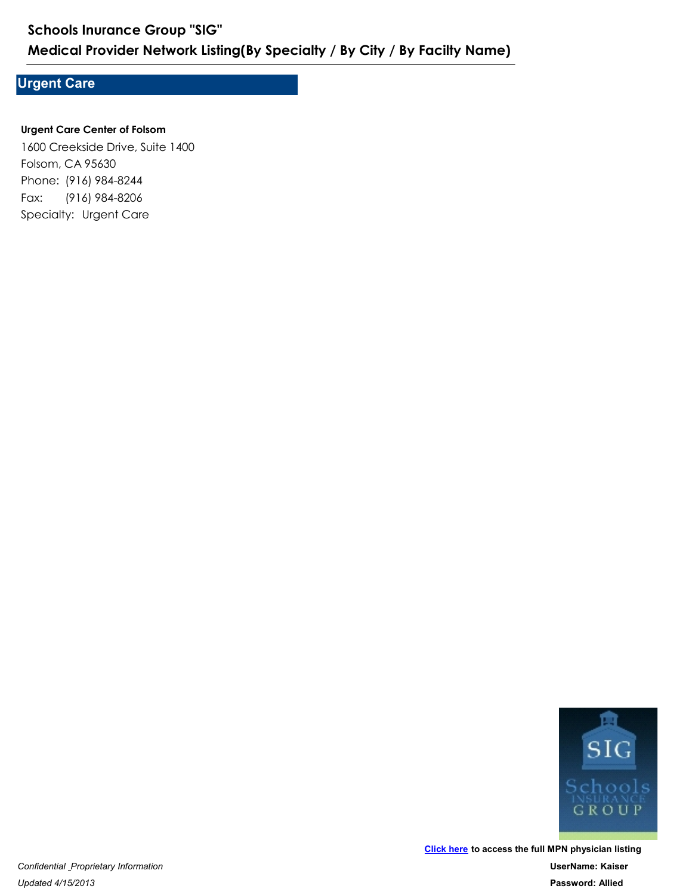**Schools Inurance Group "SIG"**
**Medical Provider Network Listing(By Specialty / By City / By Facilty Name)**

## Urgent Care

**Urgent Care Center of Folsom**
1600 Creekside Drive, Suite 1400
Folsom, CA 95630
Phone: (916) 984-8244
Fax: (916) 984-8206
Specialty: Urgent Care

**Click here** to access the full MPN physician listing
**UserName: Kaiser**
**Password: Allied**

*Confidential _Proprietary Information*
*Updated 4/15/2013*